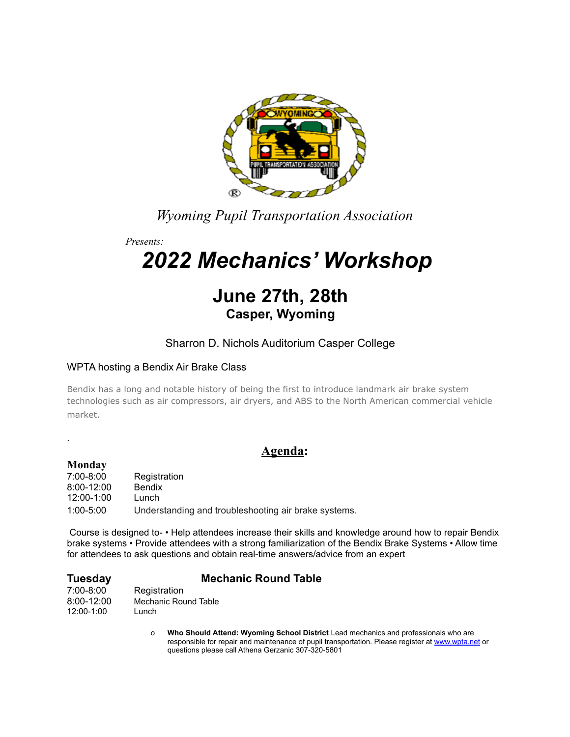*Wyoming Pupil Transportation Association*

*Presents:*

# *2022 Mechanics' Workshop*

## June 27th, 28th

### Casper, Wyoming

Sharron D. Nichols Auditorium Casper College

WPTA hosting a Bendix Air Brake Class

Bendix has a long and notable history of being the first to introduce landmark air brake system technologies such as air compressors, air dryers, and ABS to the North American commercial vehicle market.

.

## Agenda:

**Monday**

| | |
|---|---|
| 7:00-8:00 | Registration |
| 8:00-12:00 | Bendix |
| 12:00-1:00 | Lunch |
| 1:00-5:00 | Understanding and troubleshooting air brake systems. |

Course is designed to- • Help attendees increase their skills and knowledge around how to repair Bendix brake systems • Provide attendees with a strong familiarization of the Bendix Brake Systems • Allow time for attendees to ask questions and obtain real-time answers/advice from an expert

**Tuesday** **Mechanic Round Table**

| | |
|---|---|
| 7:00-8:00 | Registration |
| 8:00-12:00 | Mechanic Round Table |
| 12:00-1:00 | Lunch |

- **Who Should Attend: Wyoming School District** Lead mechanics and professionals who are responsible for repair and maintenance of pupil transportation. Please register at www.wpta.net or questions please call Athena Gerzanic 307-320-5801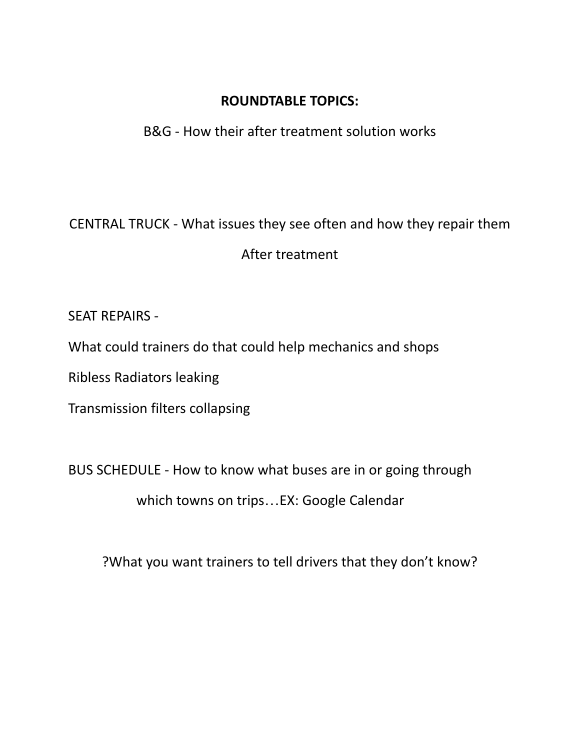**ROUNDTABLE TOPICS:**

B&G - How their after treatment solution works

CENTRAL TRUCK - What issues they see often and how they repair them

After treatment

SEAT REPAIRS -

What could trainers do that could help mechanics and shops

Ribless Radiators leaking

Transmission filters collapsing

BUS SCHEDULE - How to know what buses are in or going through

which towns on trips…EX: Google Calendar

?What you want trainers to tell drivers that they don't know?